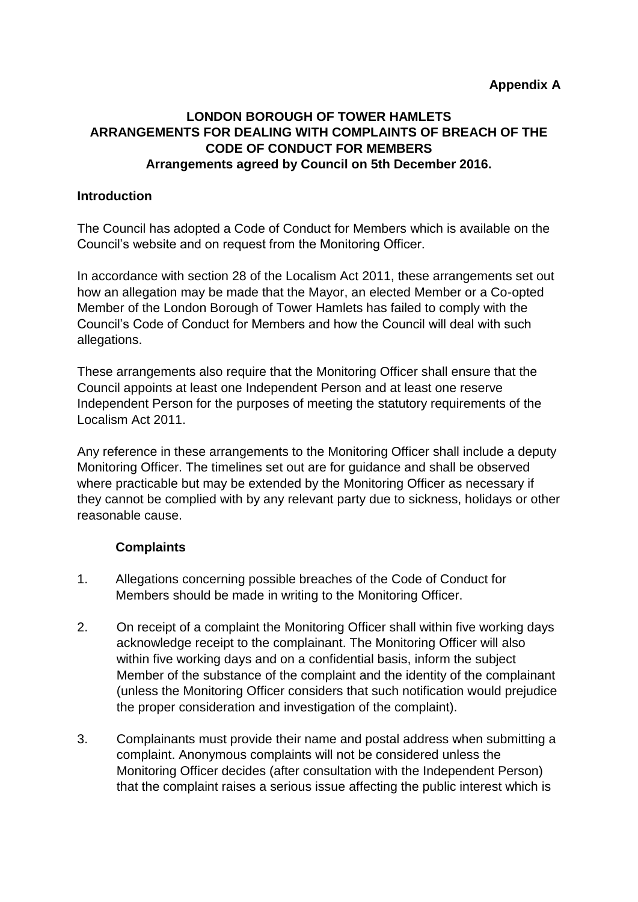**Appendix A**

# LONDON BOROUGH OF TOWER HAMLETS ARRANGEMENTS FOR DEALING WITH COMPLAINTS OF BREACH OF THE CODE OF CONDUCT FOR MEMBERS

**Arrangements agreed by Council on 5th December 2016.**

## Introduction

The Council has adopted a Code of Conduct for Members which is available on the Council's website and on request from the Monitoring Officer.

In accordance with section 28 of the Localism Act 2011, these arrangements set out how an allegation may be made that the Mayor, an elected Member or a Co-opted Member of the London Borough of Tower Hamlets has failed to comply with the Council's Code of Conduct for Members and how the Council will deal with such allegations.

These arrangements also require that the Monitoring Officer shall ensure that the Council appoints at least one Independent Person and at least one reserve Independent Person for the purposes of meeting the statutory requirements of the Localism Act 2011.

Any reference in these arrangements to the Monitoring Officer shall include a deputy Monitoring Officer. The timelines set out are for guidance and shall be observed where practicable but may be extended by the Monitoring Officer as necessary if they cannot be complied with by any relevant party due to sickness, holidays or other reasonable cause.

## Complaints

1. Allegations concerning possible breaches of the Code of Conduct for Members should be made in writing to the Monitoring Officer.

2. On receipt of a complaint the Monitoring Officer shall within five working days acknowledge receipt to the complainant. The Monitoring Officer will also within five working days and on a confidential basis, inform the subject Member of the substance of the complaint and the identity of the complainant (unless the Monitoring Officer considers that such notification would prejudice the proper consideration and investigation of the complaint).

3. Complainants must provide their name and postal address when submitting a complaint. Anonymous complaints will not be considered unless the Monitoring Officer decides (after consultation with the Independent Person) that the complaint raises a serious issue affecting the public interest which is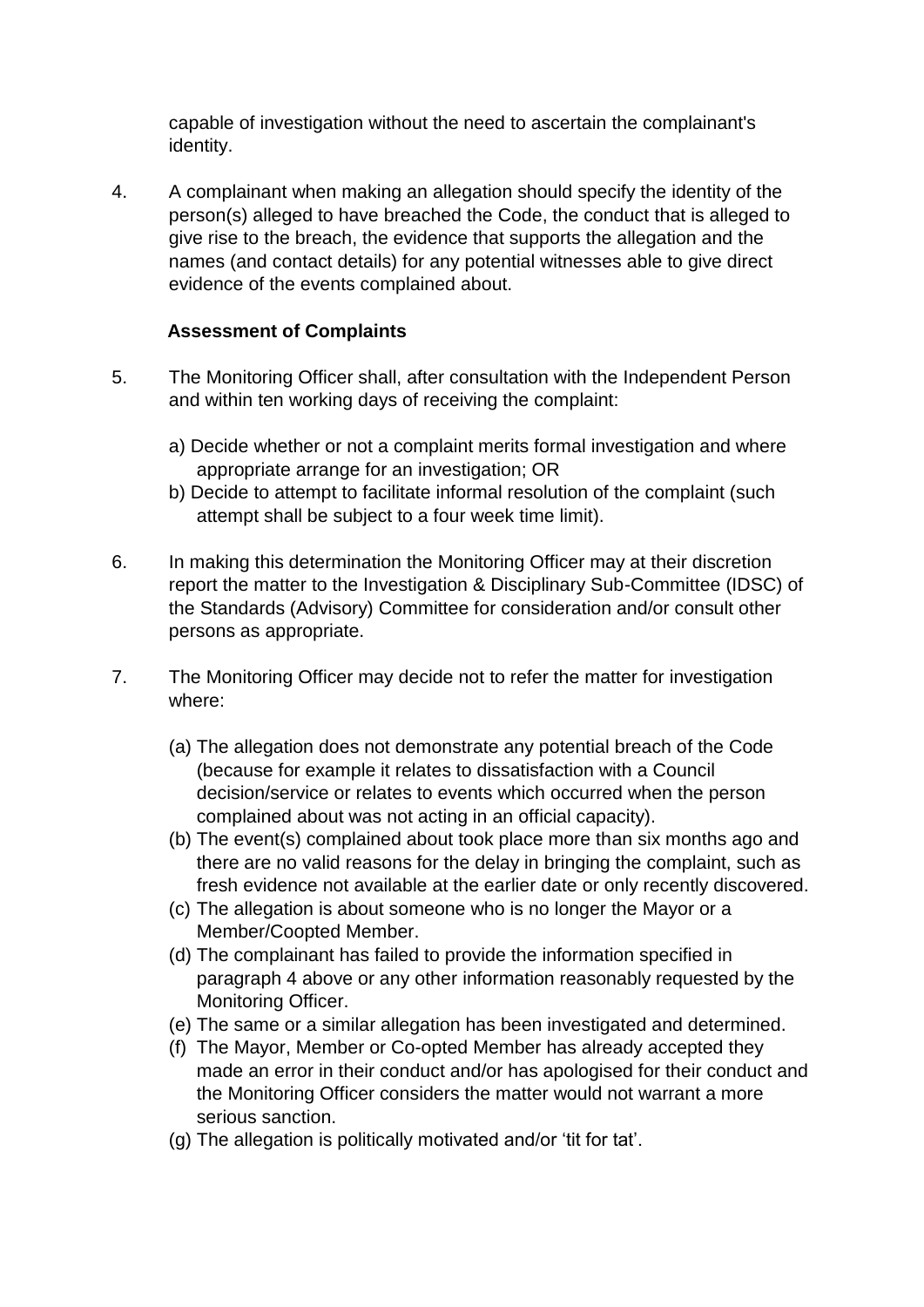capable of investigation without the need to ascertain the complainant's identity.

4. A complainant when making an allegation should specify the identity of the person(s) alleged to have breached the Code, the conduct that is alleged to give rise to the breach, the evidence that supports the allegation and the names (and contact details) for any potential witnesses able to give direct evidence of the events complained about.

**Assessment of Complaints**

5. The Monitoring Officer shall, after consultation with the Independent Person and within ten working days of receiving the complaint:

   a) Decide whether or not a complaint merits formal investigation and where appropriate arrange for an investigation; OR
   b) Decide to attempt to facilitate informal resolution of the complaint (such attempt shall be subject to a four week time limit).

6. In making this determination the Monitoring Officer may at their discretion report the matter to the Investigation & Disciplinary Sub-Committee (IDSC) of the Standards (Advisory) Committee for consideration and/or consult other persons as appropriate.

7. The Monitoring Officer may decide not to refer the matter for investigation where:

   (a) The allegation does not demonstrate any potential breach of the Code (because for example it relates to dissatisfaction with a Council decision/service or relates to events which occurred when the person complained about was not acting in an official capacity).
   (b) The event(s) complained about took place more than six months ago and there are no valid reasons for the delay in bringing the complaint, such as fresh evidence not available at the earlier date or only recently discovered.
   (c) The allegation is about someone who is no longer the Mayor or a Member/Coopted Member.
   (d) The complainant has failed to provide the information specified in paragraph 4 above or any other information reasonably requested by the Monitoring Officer.
   (e) The same or a similar allegation has been investigated and determined.
   (f) The Mayor, Member or Co-opted Member has already accepted they made an error in their conduct and/or has apologised for their conduct and the Monitoring Officer considers the matter would not warrant a more serious sanction.
   (g) The allegation is politically motivated and/or 'tit for tat'.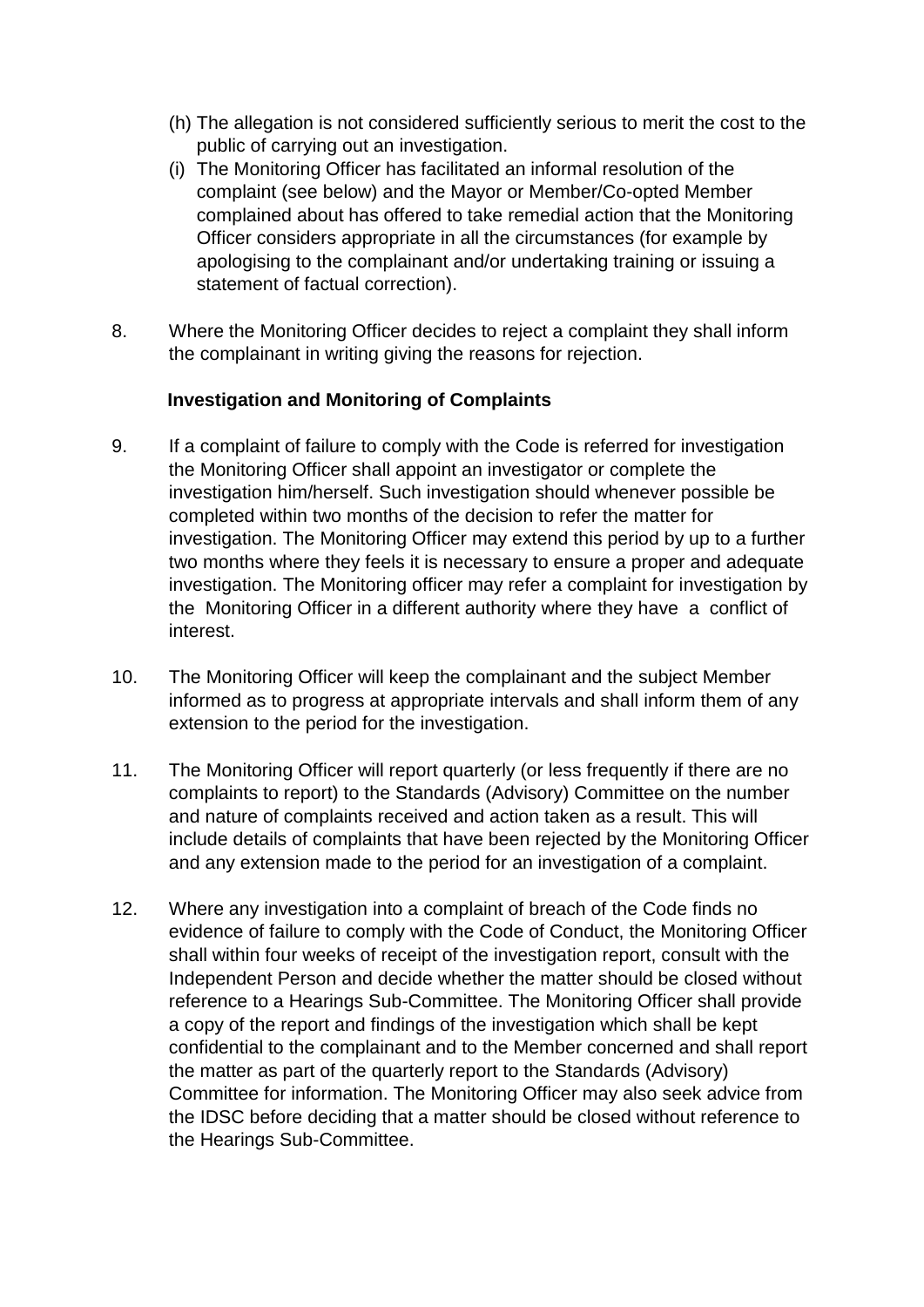(h) The allegation is not considered sufficiently serious to merit the cost to the public of carrying out an investigation.

(i) The Monitoring Officer has facilitated an informal resolution of the complaint (see below) and the Mayor or Member/Co-opted Member complained about has offered to take remedial action that the Monitoring Officer considers appropriate in all the circumstances (for example by apologising to the complainant and/or undertaking training or issuing a statement of factual correction).

8. Where the Monitoring Officer decides to reject a complaint they shall inform the complainant in writing giving the reasons for rejection.

**Investigation and Monitoring of Complaints**

9. If a complaint of failure to comply with the Code is referred for investigation the Monitoring Officer shall appoint an investigator or complete the investigation him/herself. Such investigation should whenever possible be completed within two months of the decision to refer the matter for investigation. The Monitoring Officer may extend this period by up to a further two months where they feels it is necessary to ensure a proper and adequate investigation. The Monitoring officer may refer a complaint for investigation by the Monitoring Officer in a different authority where they have a conflict of interest.

10. The Monitoring Officer will keep the complainant and the subject Member informed as to progress at appropriate intervals and shall inform them of any extension to the period for the investigation.

11. The Monitoring Officer will report quarterly (or less frequently if there are no complaints to report) to the Standards (Advisory) Committee on the number and nature of complaints received and action taken as a result. This will include details of complaints that have been rejected by the Monitoring Officer and any extension made to the period for an investigation of a complaint.

12. Where any investigation into a complaint of breach of the Code finds no evidence of failure to comply with the Code of Conduct, the Monitoring Officer shall within four weeks of receipt of the investigation report, consult with the Independent Person and decide whether the matter should be closed without reference to a Hearings Sub-Committee. The Monitoring Officer shall provide a copy of the report and findings of the investigation which shall be kept confidential to the complainant and to the Member concerned and shall report the matter as part of the quarterly report to the Standards (Advisory) Committee for information. The Monitoring Officer may also seek advice from the IDSC before deciding that a matter should be closed without reference to the Hearings Sub-Committee.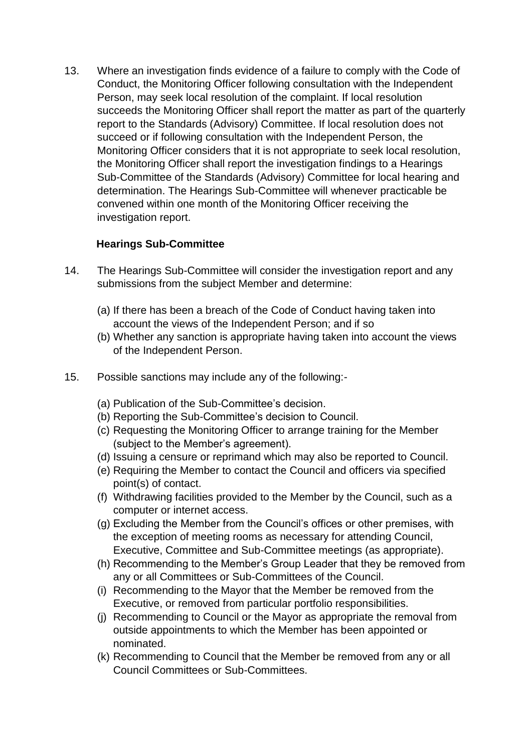13. Where an investigation finds evidence of a failure to comply with the Code of Conduct, the Monitoring Officer following consultation with the Independent Person, may seek local resolution of the complaint. If local resolution succeeds the Monitoring Officer shall report the matter as part of the quarterly report to the Standards (Advisory) Committee. If local resolution does not succeed or if following consultation with the Independent Person, the Monitoring Officer considers that it is not appropriate to seek local resolution, the Monitoring Officer shall report the investigation findings to a Hearings Sub-Committee of the Standards (Advisory) Committee for local hearing and determination. The Hearings Sub-Committee will whenever practicable be convened within one month of the Monitoring Officer receiving the investigation report.

**Hearings Sub-Committee**

14. The Hearings Sub-Committee will consider the investigation report and any submissions from the subject Member and determine:

    (a) If there has been a breach of the Code of Conduct having taken into account the views of the Independent Person; and if so
    (b) Whether any sanction is appropriate having taken into account the views of the Independent Person.

15. Possible sanctions may include any of the following:-

    (a) Publication of the Sub-Committee's decision.
    (b) Reporting the Sub-Committee's decision to Council.
    (c) Requesting the Monitoring Officer to arrange training for the Member (subject to the Member's agreement).
    (d) Issuing a censure or reprimand which may also be reported to Council.
    (e) Requiring the Member to contact the Council and officers via specified point(s) of contact.
    (f) Withdrawing facilities provided to the Member by the Council, such as a computer or internet access.
    (g) Excluding the Member from the Council's offices or other premises, with the exception of meeting rooms as necessary for attending Council, Executive, Committee and Sub-Committee meetings (as appropriate).
    (h) Recommending to the Member's Group Leader that they be removed from any or all Committees or Sub-Committees of the Council.
    (i) Recommending to the Mayor that the Member be removed from the Executive, or removed from particular portfolio responsibilities.
    (j) Recommending to Council or the Mayor as appropriate the removal from outside appointments to which the Member has been appointed or nominated.
    (k) Recommending to Council that the Member be removed from any or all Council Committees or Sub-Committees.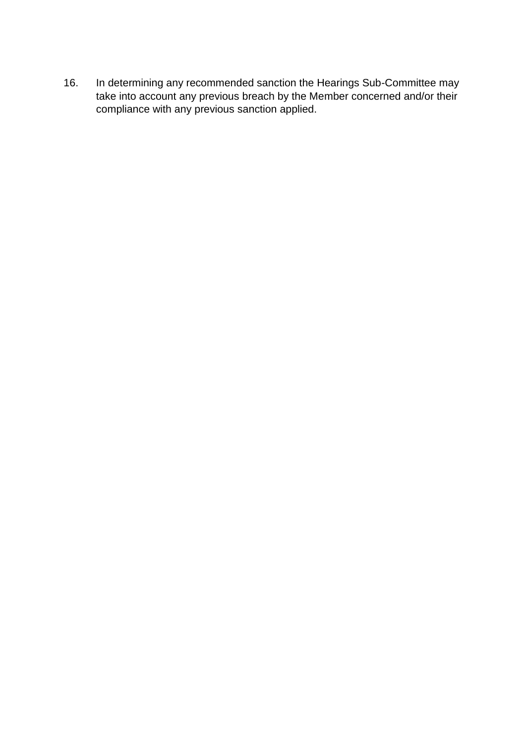16. In determining any recommended sanction the Hearings Sub-Committee may take into account any previous breach by the Member concerned and/or their compliance with any previous sanction applied.